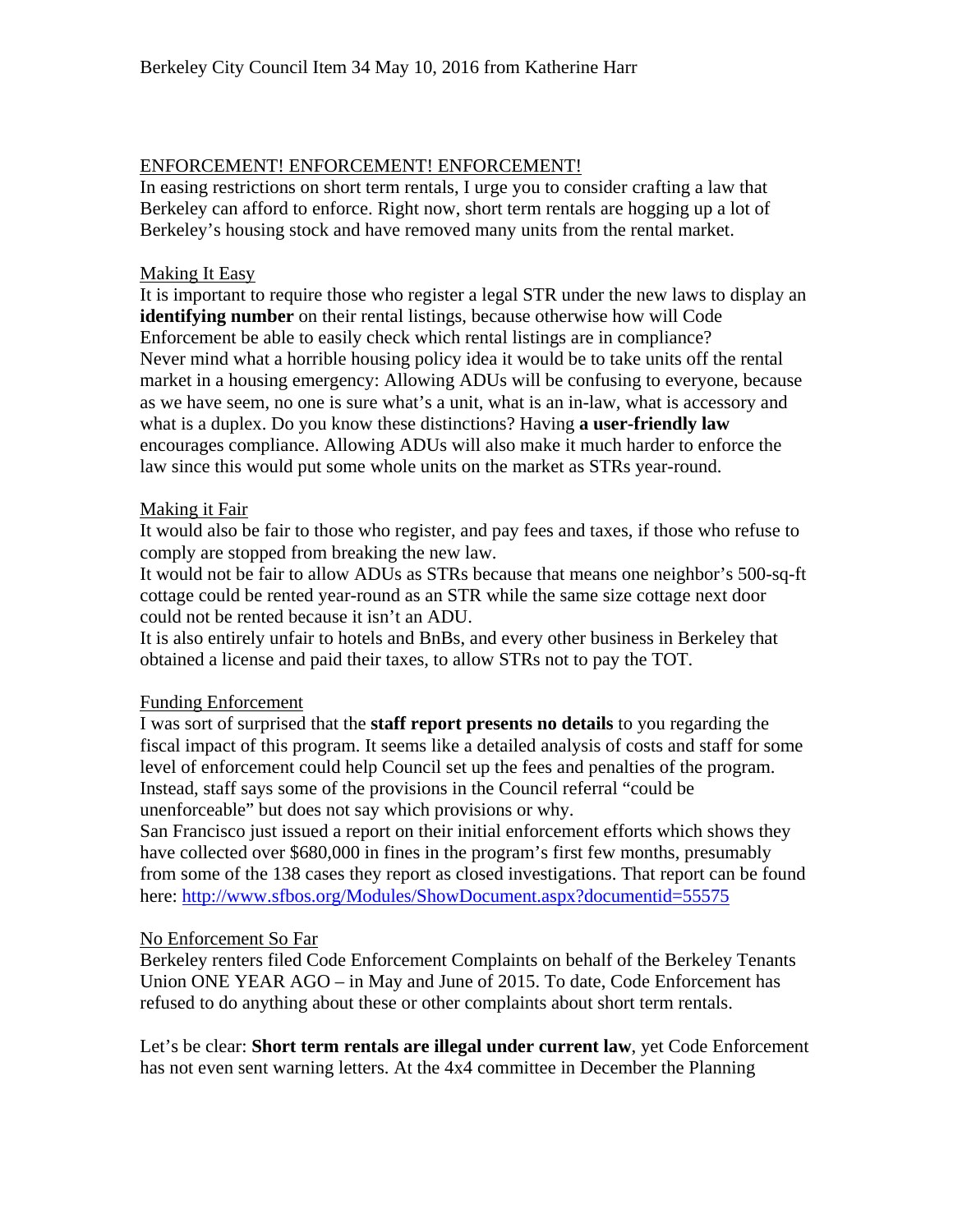Berkeley City Council Item 34 May 10, 2016 from Katherine Harr

ENFORCEMENT! ENFORCEMENT! ENFORCEMENT!

In easing restrictions on short term rentals, I urge you to consider crafting a law that Berkeley can afford to enforce. Right now, short term rentals are hogging up a lot of Berkeley's housing stock and have removed many units from the rental market.

Making It Easy

It is important to require those who register a legal STR under the new laws to display an **identifying number** on their rental listings, because otherwise how will Code Enforcement be able to easily check which rental listings are in compliance?
Never mind what a horrible housing policy idea it would be to take units off the rental market in a housing emergency: Allowing ADUs will be confusing to everyone, because as we have seem, no one is sure what's a unit, what is an in-law, what is accessory and what is a duplex. Do you know these distinctions? Having **a user-friendly law** encourages compliance. Allowing ADUs will also make it much harder to enforce the law since this would put some whole units on the market as STRs year-round.

Making it Fair

It would also be fair to those who register, and pay fees and taxes, if those who refuse to comply are stopped from breaking the new law.
It would not be fair to allow ADUs as STRs because that means one neighbor's 500-sq-ft cottage could be rented year-round as an STR while the same size cottage next door could not be rented because it isn't an ADU.
It is also entirely unfair to hotels and BnBs, and every other business in Berkeley that obtained a license and paid their taxes, to allow STRs not to pay the TOT.

Funding Enforcement

I was sort of surprised that the **staff report presents no details** to you regarding the fiscal impact of this program. It seems like a detailed analysis of costs and staff for some level of enforcement could help Council set up the fees and penalties of the program. Instead, staff says some of the provisions in the Council referral "could be unenforceable" but does not say which provisions or why.
San Francisco just issued a report on their initial enforcement efforts which shows they have collected over $680,000 in fines in the program's first few months, presumably from some of the 138 cases they report as closed investigations. That report can be found here: http://www.sfbos.org/Modules/ShowDocument.aspx?documentid=55575

No Enforcement So Far

Berkeley renters filed Code Enforcement Complaints on behalf of the Berkeley Tenants Union ONE YEAR AGO – in May and June of 2015. To date, Code Enforcement has refused to do anything about these or other complaints about short term rentals.

Let's be clear: **Short term rentals are illegal under current law**, yet Code Enforcement has not even sent warning letters. At the 4x4 committee in December the Planning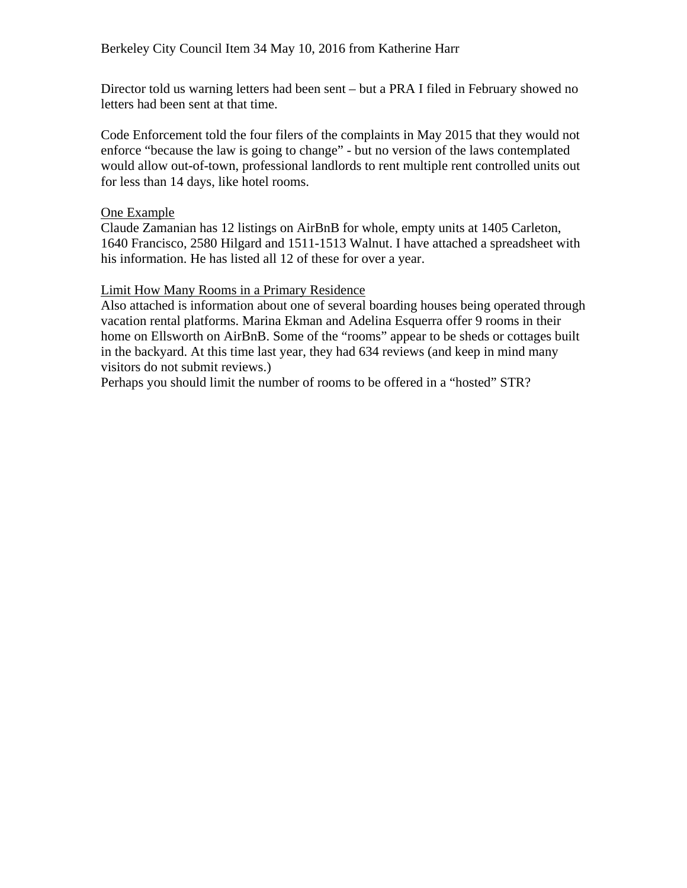Berkeley City Council Item 34 May 10, 2016 from Katherine Harr

Director told us warning letters had been sent – but a PRA I filed in February showed no letters had been sent at that time.

Code Enforcement told the four filers of the complaints in May 2015 that they would not enforce "because the law is going to change" - but no version of the laws contemplated would allow out-of-town, professional landlords to rent multiple rent controlled units out for less than 14 days, like hotel rooms.

<u>One Example</u>

Claude Zamanian has 12 listings on AirBnB for whole, empty units at 1405 Carleton, 1640 Francisco, 2580 Hilgard and 1511-1513 Walnut. I have attached a spreadsheet with his information. He has listed all 12 of these for over a year.

<u>Limit How Many Rooms in a Primary Residence</u>

Also attached is information about one of several boarding houses being operated through vacation rental platforms. Marina Ekman and Adelina Esquerra offer 9 rooms in their home on Ellsworth on AirBnB. Some of the "rooms" appear to be sheds or cottages built in the backyard. At this time last year, they had 634 reviews (and keep in mind many visitors do not submit reviews.)

Perhaps you should limit the number of rooms to be offered in a "hosted" STR?